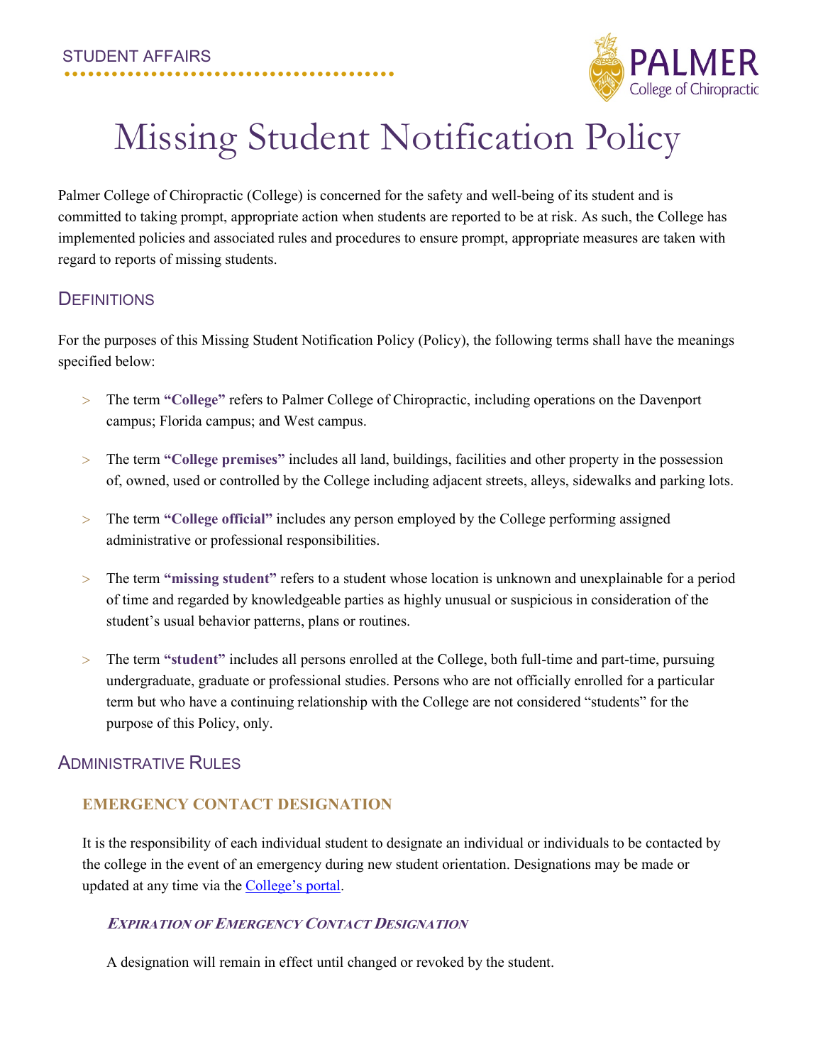STUDENT AFFAIRS

# Missing Student Notification Policy

Palmer College of Chiropractic (College) is concerned for the safety and well-being of its student and is committed to taking prompt, appropriate action when students are reported to be at risk. As such, the College has implemented policies and associated rules and procedures to ensure prompt, appropriate measures are taken with regard to reports of missing students.

## Definitions

For the purposes of this Missing Student Notification Policy (Policy), the following terms shall have the meanings specified below:

- The term **"College"** refers to Palmer College of Chiropractic, including operations on the Davenport campus; Florida campus; and West campus.
- The term **"College premises"** includes all land, buildings, facilities and other property in the possession of, owned, used or controlled by the College including adjacent streets, alleys, sidewalks and parking lots.
- The term **"College official"** includes any person employed by the College performing assigned administrative or professional responsibilities.
- The term **"missing student"** refers to a student whose location is unknown and unexplainable for a period of time and regarded by knowledgeable parties as highly unusual or suspicious in consideration of the student's usual behavior patterns, plans or routines.
- The term **"student"** includes all persons enrolled at the College, both full-time and part-time, pursuing undergraduate, graduate or professional studies. Persons who are not officially enrolled for a particular term but who have a continuing relationship with the College are not considered "students" for the purpose of this Policy, only.

## Administrative Rules

### EMERGENCY CONTACT DESIGNATION

It is the responsibility of each individual student to designate an individual or individuals to be contacted by the college in the event of an emergency during new student orientation. Designations may be made or updated at any time via the College's portal.

#### *Expiration of Emergency Contact Designation*

A designation will remain in effect until changed or revoked by the student.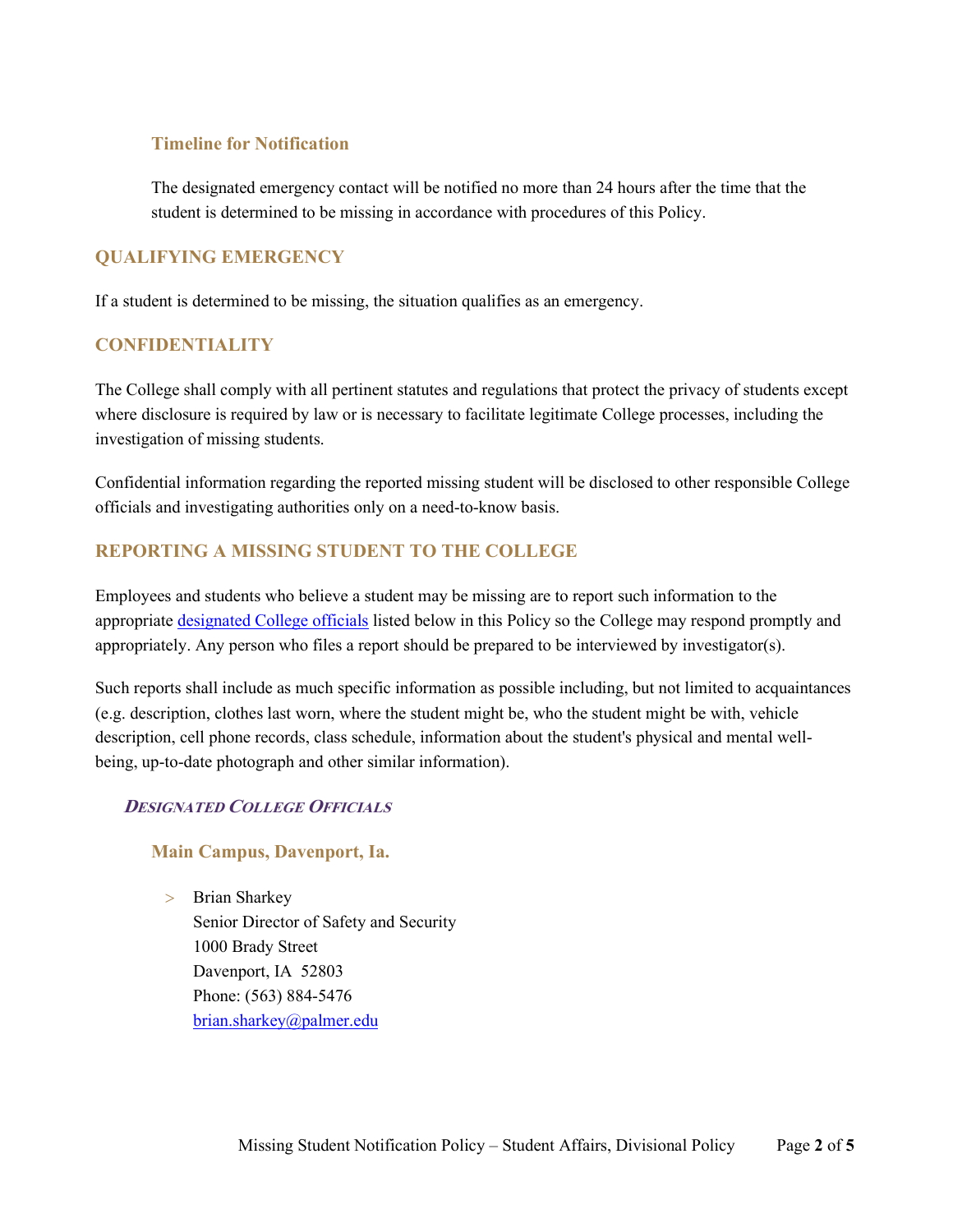### Timeline for Notification

The designated emergency contact will be notified no more than 24 hours after the time that the student is determined to be missing in accordance with procedures of this Policy.

## QUALIFYING EMERGENCY

If a student is determined to be missing, the situation qualifies as an emergency.

## CONFIDENTIALITY

The College shall comply with all pertinent statutes and regulations that protect the privacy of students except where disclosure is required by law or is necessary to facilitate legitimate College processes, including the investigation of missing students.

Confidential information regarding the reported missing student will be disclosed to other responsible College officials and investigating authorities only on a need-to-know basis.

## REPORTING A MISSING STUDENT TO THE COLLEGE

Employees and students who believe a student may be missing are to report such information to the appropriate designated College officials listed below in this Policy so the College may respond promptly and appropriately. Any person who files a report should be prepared to be interviewed by investigator(s).

Such reports shall include as much specific information as possible including, but not limited to acquaintances (e.g. description, clothes last worn, where the student might be, who the student might be with, vehicle description, cell phone records, class schedule, information about the student's physical and mental well-being, up-to-date photograph and other similar information).

### *Designated College Officials*

#### Main Campus, Davenport, Ia.

> Brian Sharkey
> Senior Director of Safety and Security
> 1000 Brady Street
> Davenport, IA 52803
> Phone: (563) 884-5476
> brian.sharkey@palmer.edu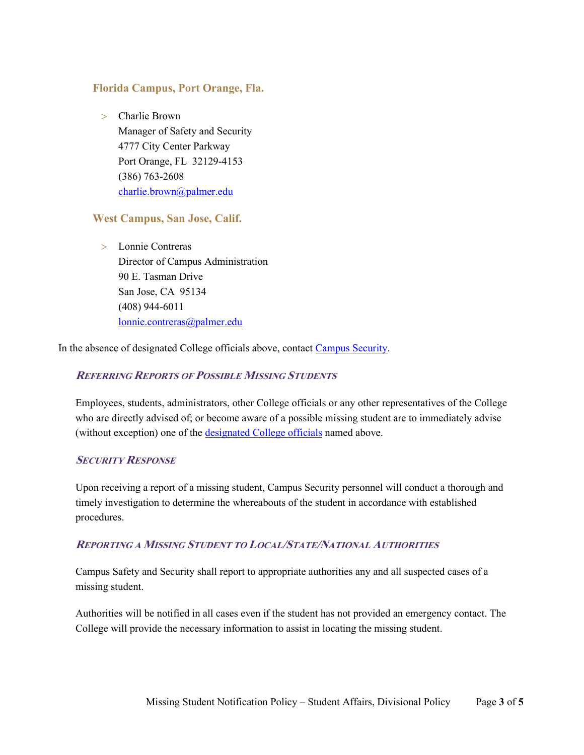### Florida Campus, Port Orange, Fla.

> Charlie Brown
> Manager of Safety and Security
> 4777 City Center Parkway
> Port Orange, FL 32129-4153
> (386) 763-2608
> charlie.brown@palmer.edu

### West Campus, San Jose, Calif.

> Lonnie Contreras
> Director of Campus Administration
> 90 E. Tasman Drive
> San Jose, CA 95134
> (408) 944-6011
> lonnie.contreras@palmer.edu

In the absence of designated College officials above, contact Campus Security.

#### *Referring Reports of Possible Missing Students*

Employees, students, administrators, other College officials or any other representatives of the College who are directly advised of; or become aware of a possible missing student are to immediately advise (without exception) one of the designated College officials named above.

#### *Security Response*

Upon receiving a report of a missing student, Campus Security personnel will conduct a thorough and timely investigation to determine the whereabouts of the student in accordance with established procedures.

#### *Reporting a Missing Student to Local/State/National Authorities*

Campus Safety and Security shall report to appropriate authorities any and all suspected cases of a missing student.

Authorities will be notified in all cases even if the student has not provided an emergency contact. The College will provide the necessary information to assist in locating the missing student.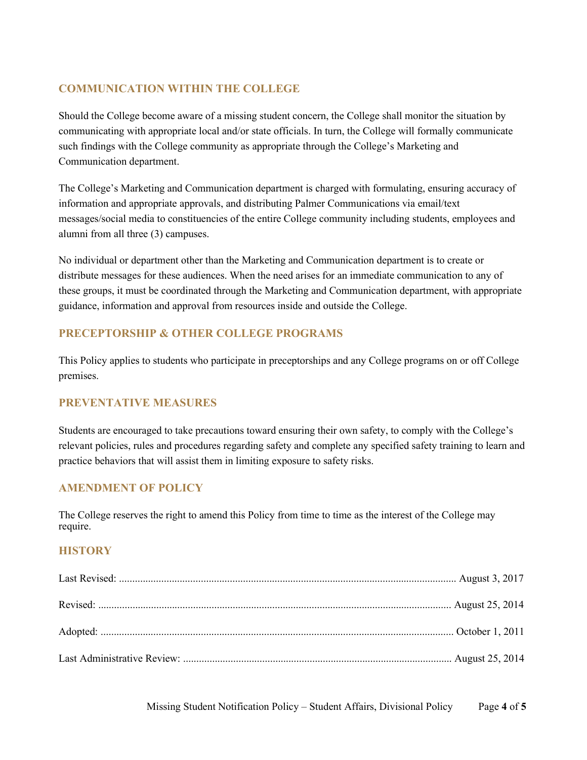## COMMUNICATION WITHIN THE COLLEGE

Should the College become aware of a missing student concern, the College shall monitor the situation by communicating with appropriate local and/or state officials. In turn, the College will formally communicate such findings with the College community as appropriate through the College's Marketing and Communication department.

The College's Marketing and Communication department is charged with formulating, ensuring accuracy of information and appropriate approvals, and distributing Palmer Communications via email/text messages/social media to constituencies of the entire College community including students, employees and alumni from all three (3) campuses.

No individual or department other than the Marketing and Communication department is to create or distribute messages for these audiences. When the need arises for an immediate communication to any of these groups, it must be coordinated through the Marketing and Communication department, with appropriate guidance, information and approval from resources inside and outside the College.

## PRECEPTORSHIP & OTHER COLLEGE PROGRAMS

This Policy applies to students who participate in preceptorships and any College programs on or off College premises.

## PREVENTATIVE MEASURES

Students are encouraged to take precautions toward ensuring their own safety, to comply with the College's relevant policies, rules and procedures regarding safety and complete any specified safety training to learn and practice behaviors that will assist them in limiting exposure to safety risks.

## AMENDMENT OF POLICY

The College reserves the right to amend this Policy from time to time as the interest of the College may require.

## HISTORY

Last Revised: ............................................................ August 3, 2017

Revised: ............................................................ August 25, 2014

Adopted: ............................................................ October 1, 2011

Last Administrative Review: ............................................................ August 25, 2014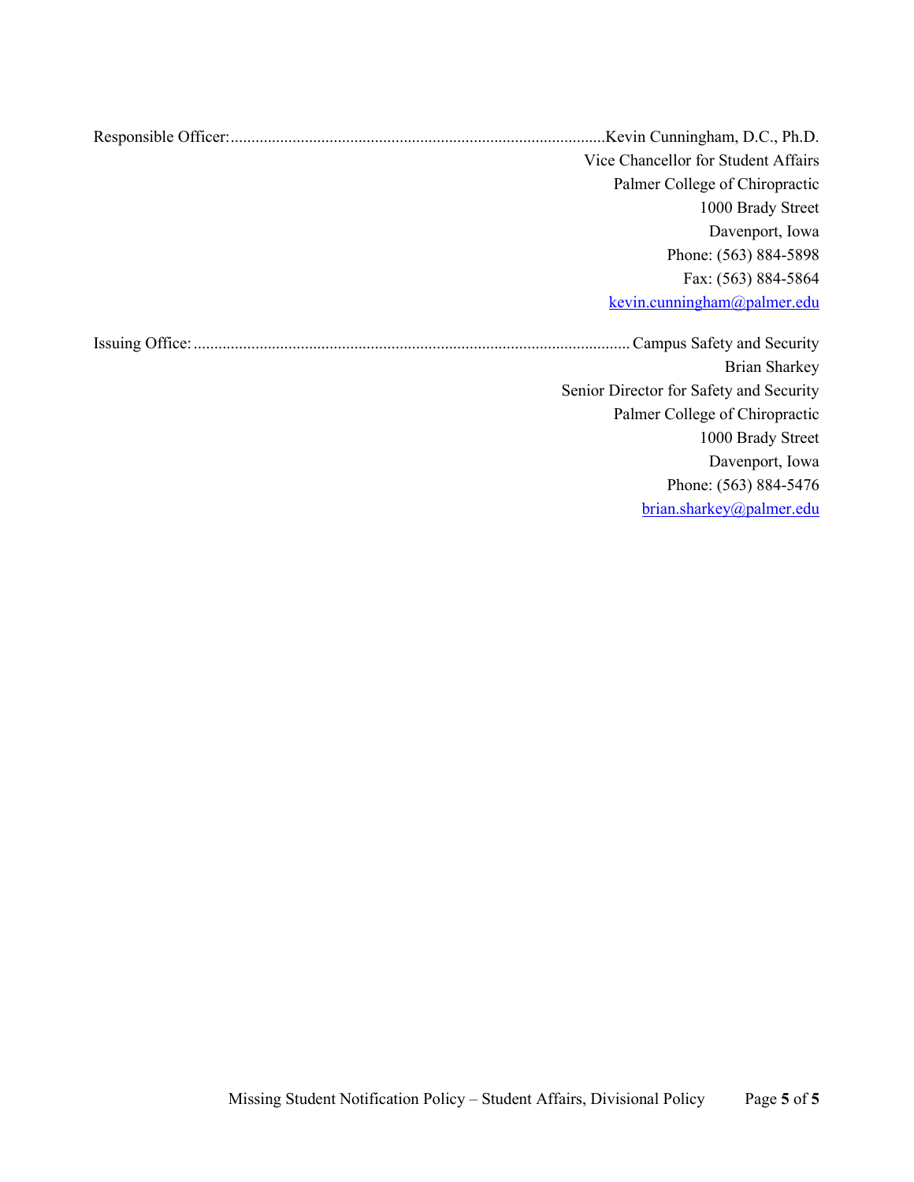Responsible Officer: ........................................................................................... Kevin Cunningham, D.C., Ph.D.
Vice Chancellor for Student Affairs
Palmer College of Chiropractic
1000 Brady Street
Davenport, Iowa
Phone: (563) 884-5898
Fax: (563) 884-5864
kevin.cunningham@palmer.edu

Issuing Office: ........................................................................................................ Campus Safety and Security
Brian Sharkey
Senior Director for Safety and Security
Palmer College of Chiropractic
1000 Brady Street
Davenport, Iowa
Phone: (563) 884-5476
brian.sharkey@palmer.edu